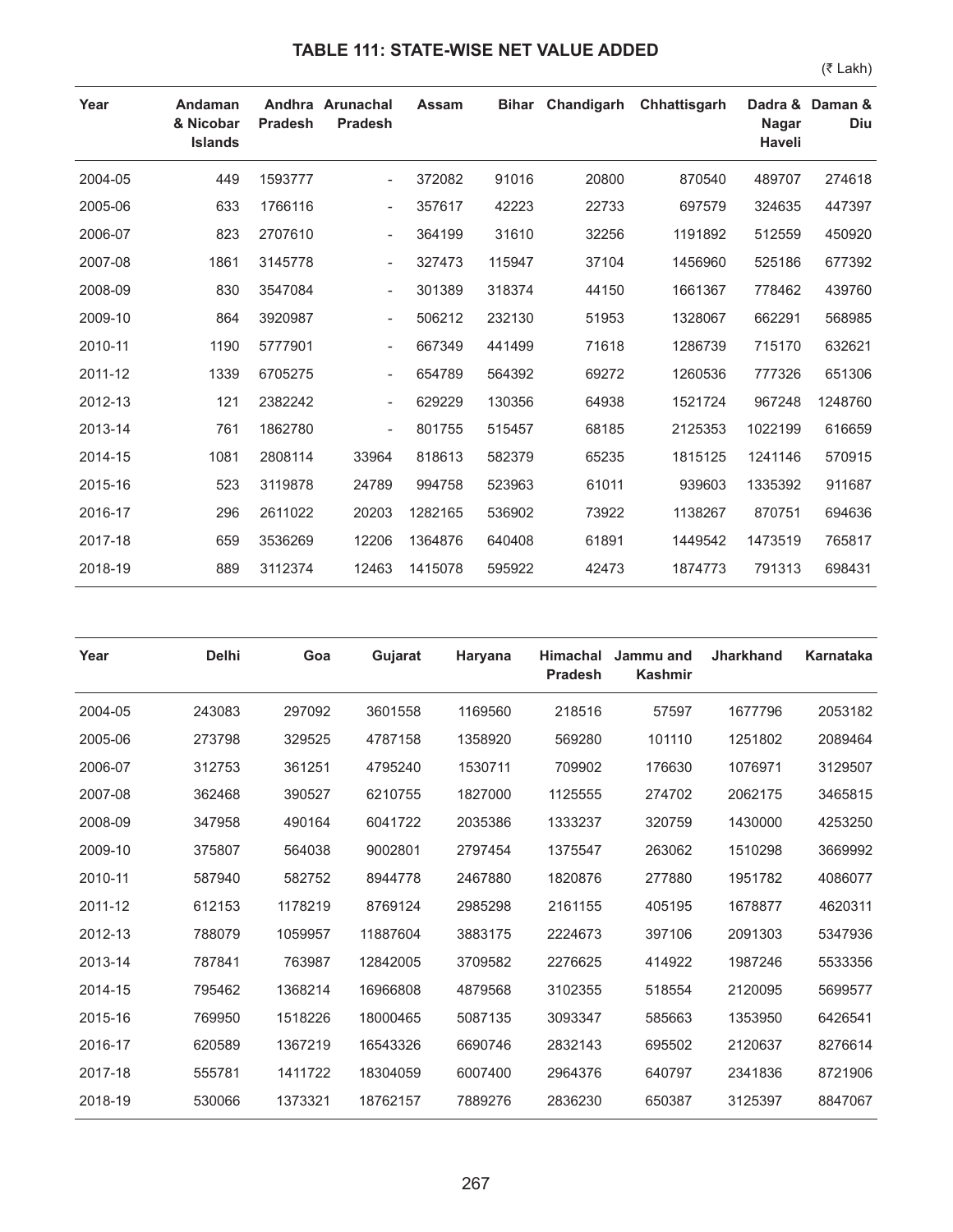## TABLE 111: STATE-WISE NET VALUE ADDED

(₹ Lakh)

| Year | Andaman & Nicobar Islands | Andhra Pradesh | Arunachal Pradesh | Assam | Bihar | Chandigarh | Chhattisgarh | Dadra & Nagar Haveli | Daman & Diu |
|---|---|---|---|---|---|---|---|---|---|
| 2004-05 | 449 | 1593777 | - | 372082 | 91016 | 20800 | 870540 | 489707 | 274618 |
| 2005-06 | 633 | 1766116 | - | 357617 | 42223 | 22733 | 697579 | 324635 | 447397 |
| 2006-07 | 823 | 2707610 | - | 364199 | 31610 | 32256 | 1191892 | 512559 | 450920 |
| 2007-08 | 1861 | 3145778 | - | 327473 | 115947 | 37104 | 1456960 | 525186 | 677392 |
| 2008-09 | 830 | 3547084 | - | 301389 | 318374 | 44150 | 1661367 | 778462 | 439760 |
| 2009-10 | 864 | 3920987 | - | 506212 | 232130 | 51953 | 1328067 | 662291 | 568985 |
| 2010-11 | 1190 | 5777901 | - | 667349 | 441499 | 71618 | 1286739 | 715170 | 632621 |
| 2011-12 | 1339 | 6705275 | - | 654789 | 564392 | 69272 | 1260536 | 777326 | 651306 |
| 2012-13 | 121 | 2382242 | - | 629229 | 130356 | 64938 | 1521724 | 967248 | 1248760 |
| 2013-14 | 761 | 1862780 | - | 801755 | 515457 | 68185 | 2125353 | 1022199 | 616659 |
| 2014-15 | 1081 | 2808114 | 33964 | 818613 | 582379 | 65235 | 1815125 | 1241146 | 570915 |
| 2015-16 | 523 | 3119878 | 24789 | 994758 | 523963 | 61011 | 939603 | 1335392 | 911687 |
| 2016-17 | 296 | 2611022 | 20203 | 1282165 | 536902 | 73922 | 1138267 | 870751 | 694636 |
| 2017-18 | 659 | 3536269 | 12206 | 1364876 | 640408 | 61891 | 1449542 | 1473519 | 765817 |
| 2018-19 | 889 | 3112374 | 12463 | 1415078 | 595922 | 42473 | 1874773 | 791313 | 698431 |

| Year | Delhi | Goa | Gujarat | Haryana | Himachal Pradesh | Jammu and Kashmir | Jharkhand | Karnataka |
|---|---|---|---|---|---|---|---|---|
| 2004-05 | 243083 | 297092 | 3601558 | 1169560 | 218516 | 57597 | 1677796 | 2053182 |
| 2005-06 | 273798 | 329525 | 4787158 | 1358920 | 569280 | 101110 | 1251802 | 2089464 |
| 2006-07 | 312753 | 361251 | 4795240 | 1530711 | 709902 | 176630 | 1076971 | 3129507 |
| 2007-08 | 362468 | 390527 | 6210755 | 1827000 | 1125555 | 274702 | 2062175 | 3465815 |
| 2008-09 | 347958 | 490164 | 6041722 | 2035386 | 1333237 | 320759 | 1430000 | 4253250 |
| 2009-10 | 375807 | 564038 | 9002801 | 2797454 | 1375547 | 263062 | 1510298 | 3669992 |
| 2010-11 | 587940 | 582752 | 8944778 | 2467880 | 1820876 | 277880 | 1951782 | 4086077 |
| 2011-12 | 612153 | 1178219 | 8769124 | 2985298 | 2161155 | 405195 | 1678877 | 4620311 |
| 2012-13 | 788079 | 1059957 | 11887604 | 3883175 | 2224673 | 397106 | 2091303 | 5347936 |
| 2013-14 | 787841 | 763987 | 12842005 | 3709582 | 2276625 | 414922 | 1987246 | 5533356 |
| 2014-15 | 795462 | 1368214 | 16966808 | 4879568 | 3102355 | 518554 | 2120095 | 5699577 |
| 2015-16 | 769950 | 1518226 | 18000465 | 5087135 | 3093347 | 585663 | 1353950 | 6426541 |
| 2016-17 | 620589 | 1367219 | 16543326 | 6690746 | 2832143 | 695502 | 2120637 | 8276614 |
| 2017-18 | 555781 | 1411722 | 18304059 | 6007400 | 2964376 | 640797 | 2341836 | 8721906 |
| 2018-19 | 530066 | 1373321 | 18762157 | 7889276 | 2836230 | 650387 | 3125397 | 8847067 |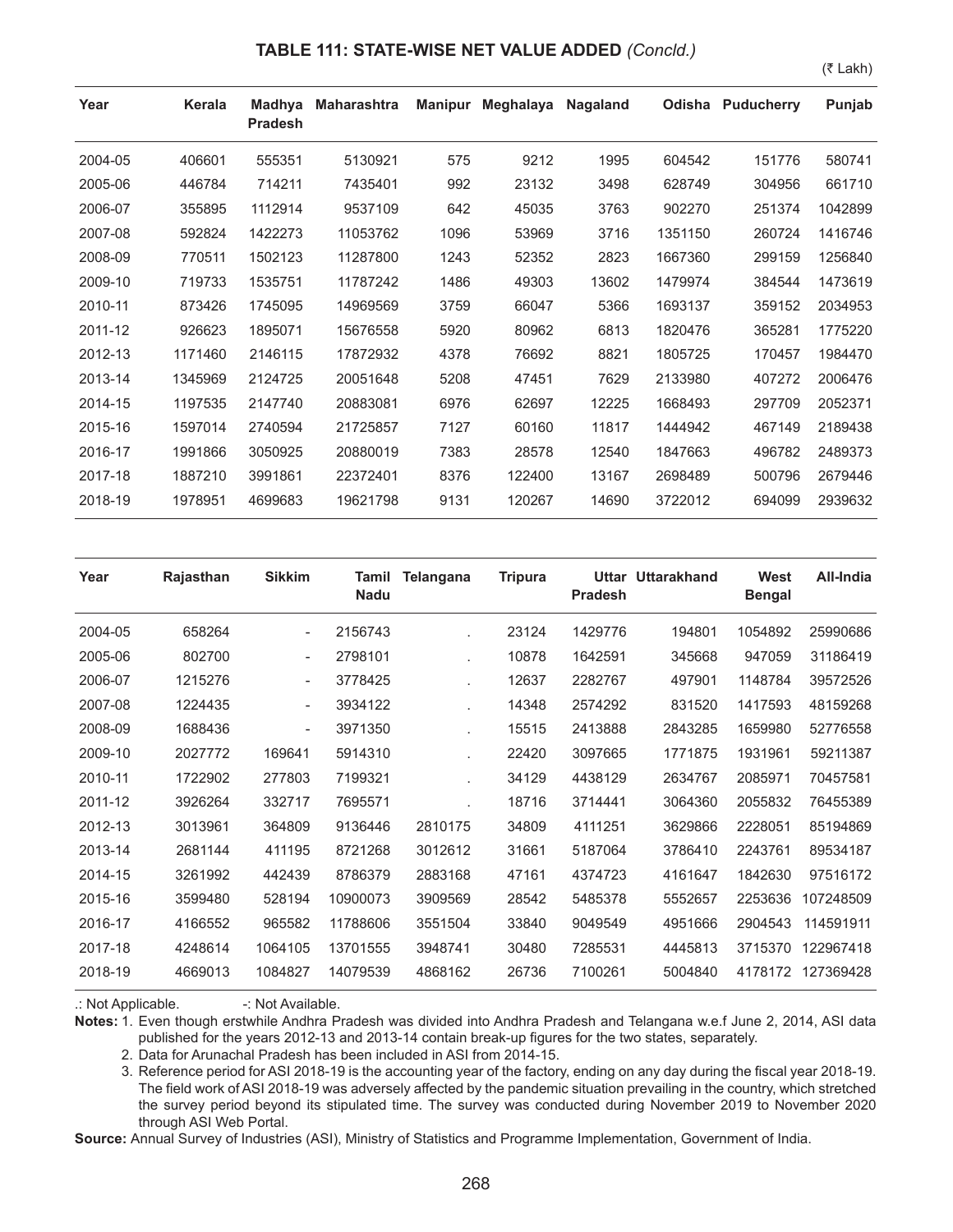## TABLE 111: STATE-WISE NET VALUE ADDED *(Concld.)*

(₹ Lakh)

| Year | Kerala | Madhya Pradesh | Maharashtra | Manipur | Meghalaya | Nagaland | Odisha | Puducherry | Punjab |
|---|---|---|---|---|---|---|---|---|---|
| 2004-05 | 406601 | 555351 | 5130921 | 575 | 9212 | 1995 | 604542 | 151776 | 580741 |
| 2005-06 | 446784 | 714211 | 7435401 | 992 | 23132 | 3498 | 628749 | 304956 | 661710 |
| 2006-07 | 355895 | 1112914 | 9537109 | 642 | 45035 | 3763 | 902270 | 251374 | 1042899 |
| 2007-08 | 592824 | 1422273 | 11053762 | 1096 | 53969 | 3716 | 1351150 | 260724 | 1416746 |
| 2008-09 | 770511 | 1502123 | 11287800 | 1243 | 52352 | 2823 | 1667360 | 299159 | 1256840 |
| 2009-10 | 719733 | 1535751 | 11787242 | 1486 | 49303 | 13602 | 1479974 | 384544 | 1473619 |
| 2010-11 | 873426 | 1745095 | 14969569 | 3759 | 66047 | 5366 | 1693137 | 359152 | 2034953 |
| 2011-12 | 926623 | 1895071 | 15676558 | 5920 | 80962 | 6813 | 1820476 | 365281 | 1775220 |
| 2012-13 | 1171460 | 2146115 | 17872932 | 4378 | 76692 | 8821 | 1805725 | 170457 | 1984470 |
| 2013-14 | 1345969 | 2124725 | 20051648 | 5208 | 47451 | 7629 | 2133980 | 407272 | 2006476 |
| 2014-15 | 1197535 | 2147740 | 20883081 | 6976 | 62697 | 12225 | 1668493 | 297709 | 2052371 |
| 2015-16 | 1597014 | 2740594 | 21725857 | 7127 | 60160 | 11817 | 1444942 | 467149 | 2189438 |
| 2016-17 | 1991866 | 3050925 | 20880019 | 7383 | 28578 | 12540 | 1847663 | 496782 | 2489373 |
| 2017-18 | 1887210 | 3991861 | 22372401 | 8376 | 122400 | 13167 | 2698489 | 500796 | 2679446 |
| 2018-19 | 1978951 | 4699683 | 19621798 | 9131 | 120267 | 14690 | 3722012 | 694099 | 2939632 |

| Year | Rajasthan | Sikkim | Tamil Nadu | Telangana | Tripura | Uttar Pradesh | Uttarakhand | West Bengal | All-India |
|---|---|---|---|---|---|---|---|---|---|
| 2004-05 | 658264 | - | 2156743 | . | 23124 | 1429776 | 194801 | 1054892 | 25990686 |
| 2005-06 | 802700 | - | 2798101 | . | 10878 | 1642591 | 345668 | 947059 | 31186419 |
| 2006-07 | 1215276 | - | 3778425 | . | 12637 | 2282767 | 497901 | 1148784 | 39572526 |
| 2007-08 | 1224435 | - | 3934122 | . | 14348 | 2574292 | 831520 | 1417593 | 48159268 |
| 2008-09 | 1688436 | - | 3971350 | . | 15515 | 2413888 | 2843285 | 1659980 | 52776558 |
| 2009-10 | 2027772 | 169641 | 5914310 | . | 22420 | 3097665 | 1771875 | 1931961 | 59211387 |
| 2010-11 | 1722902 | 277803 | 7199321 | . | 34129 | 4438129 | 2634767 | 2085971 | 70457581 |
| 2011-12 | 3926264 | 332717 | 7695571 | . | 18716 | 3714441 | 3064360 | 2055832 | 76455389 |
| 2012-13 | 3013961 | 364809 | 9136446 | 2810175 | 34809 | 4111251 | 3629866 | 2228051 | 85194869 |
| 2013-14 | 2681144 | 411195 | 8721268 | 3012612 | 31661 | 5187064 | 3786410 | 2243761 | 89534187 |
| 2014-15 | 3261992 | 442439 | 8786379 | 2883168 | 47161 | 4374723 | 4161647 | 1842630 | 97516172 |
| 2015-16 | 3599480 | 528194 | 10900073 | 3909569 | 28542 | 5485378 | 5552657 | 2253636 | 107248509 |
| 2016-17 | 4166552 | 965582 | 11788606 | 3551504 | 33840 | 9049549 | 4951666 | 2904543 | 114591911 |
| 2017-18 | 4248614 | 1064105 | 13701555 | 3948741 | 30480 | 7285531 | 4445813 | 3715370 | 122967418 |
| 2018-19 | 4669013 | 1084827 | 14079539 | 4868162 | 26736 | 7100261 | 5004840 | 4178172 | 127369428 |

.: Not Applicable. -: Not Available.

**Notes:** 1. Even though erstwhile Andhra Pradesh was divided into Andhra Pradesh and Telangana w.e.f June 2, 2014, ASI data published for the years 2012-13 and 2013-14 contain break-up figures for the two states, separately.

2. Data for Arunachal Pradesh has been included in ASI from 2014-15.

3. Reference period for ASI 2018-19 is the accounting year of the factory, ending on any day during the fiscal year 2018-19. The field work of ASI 2018-19 was adversely affected by the pandemic situation prevailing in the country, which stretched the survey period beyond its stipulated time. The survey was conducted during November 2019 to November 2020 through ASI Web Portal.

**Source:** Annual Survey of Industries (ASI), Ministry of Statistics and Programme Implementation, Government of India.